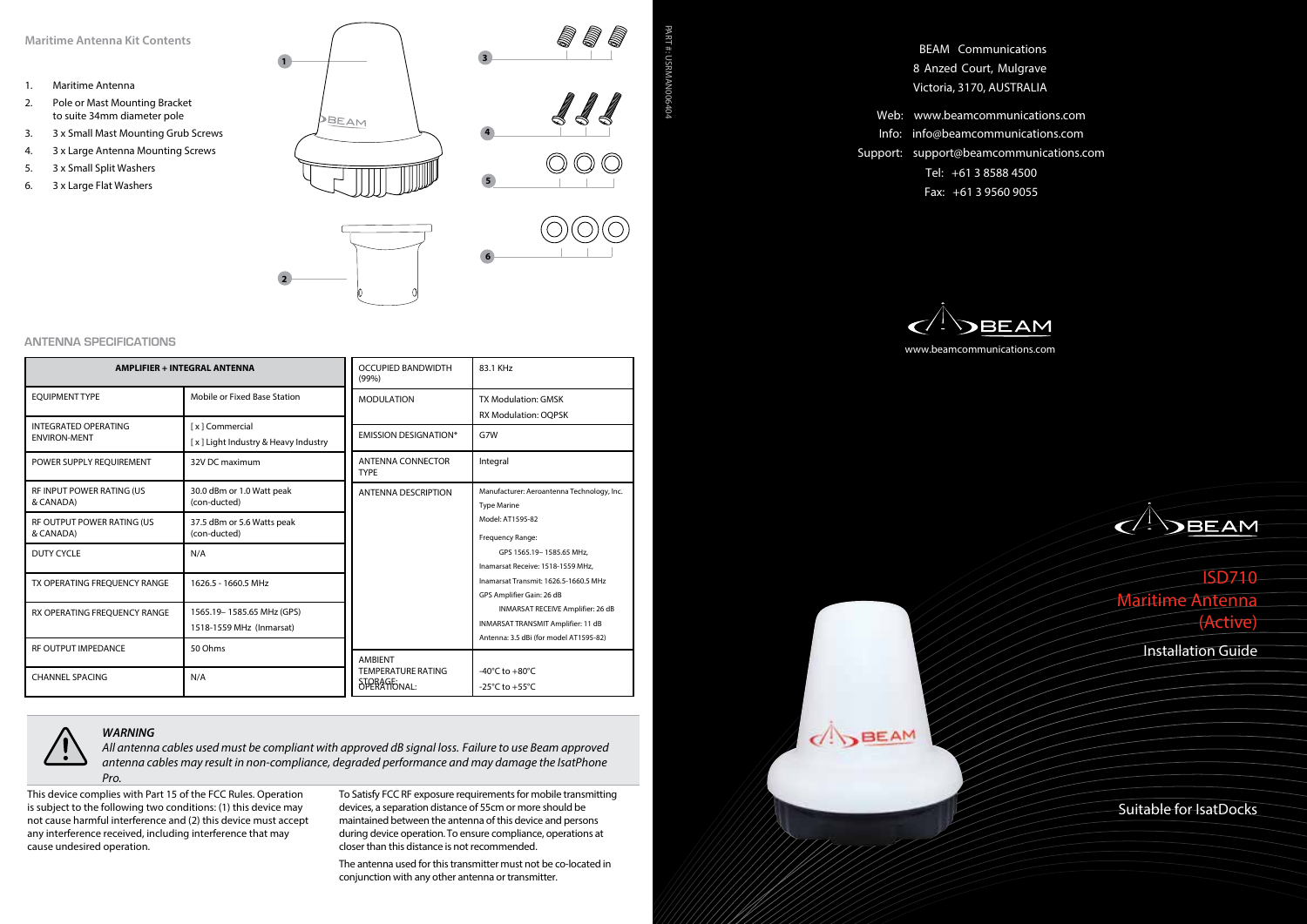## Maritime Antenna Kit Contents

1. Maritime Antenna
2. Pole or Mast Mounting Bracket to suite 34mm diameter pole
3. 3 x Small Mast Mounting Grub Screws
4. 3 x Large Antenna Mounting Screws
5. 3 x Small Split Washers
6. 3 x Large Flat Washers

## ANTENNA SPECIFICATIONS

| AMPLIFIER + INTEGRAL ANTENNA | |
|---|---|
| EQUIPMENT TYPE | Mobile or Fixed Base Station |
| INTEGRATED OPERATING ENVIRON-MENT | [ x ] Commercial<br>[ x ] Light Industry & Heavy Industry |
| POWER SUPPLY REQUIREMENT | 32V DC maximum |
| RF INPUT POWER RATING (US & CANADA) | 30.0 dBm or 1.0 Watt peak (con-ducted) |
| RF OUTPUT POWER RATING (US & CANADA) | 37.5 dBm or 5.6 Watts peak (con-ducted) |
| DUTY CYCLE | N/A |
| TX OPERATING FREQUENCY RANGE | 1626.5 - 1660.5 MHz |
| RX OPERATING FREQUENCY RANGE | 1565.19– 1585.65 MHz (GPS)<br>1518-1559 MHz (Inmarsat) |
| RF OUTPUT IMPEDANCE | 50 Ohms |
| CHANNEL SPACING | N/A |

| | |
|---|---|
| OCCUPIED BANDWIDTH (99%) | 83.1 KHz |
| MODULATION | TX Modulation: GMSK<br>RX Modulation: OQPSK |
| EMISSION DESIGNATION* | G7W |
| ANTENNA CONNECTOR TYPE | Integral |
| ANTENNA DESCRIPTION | Manufacturer: Aeroantenna Technology, Inc.<br>Type Marine<br>Model: AT1595-82<br>Frequency Range:<br>GPS 1565.19– 1585.65 MHz,<br>Inamarsat Receive: 1518-1559 MHz,<br>Inamarsat Transmit: 1626.5-1660.5 MHz<br>GPS Amplifier Gain: 26 dB<br>INMARSAT RECEIVE Amplifier: 26 dB<br>INMARSAT TRANSMIT Amplifier: 11 dB<br>Antenna: 3.5 dBi (for model AT1595-82) |
| AMBIENT TEMPERATURE RATING<br>STORAGE:<br>OPERATIONAL: | -40°C to +80°C<br>-25°C to +55°C |

***WARNING***
*All antenna cables used must be compliant with approved dB signal loss. Failure to use Beam approved antenna cables may result in non-compliance, degraded performance and may damage the IsatPhone Pro.*

This device complies with Part 15 of the FCC Rules. Operation is subject to the following two conditions: (1) this device may not cause harmful interference and (2) this device must accept any interference received, including interference that may cause undesired operation.

To Satisfy FCC RF exposure requirements for mobile transmitting devices, a separation distance of 55cm or more should be maintained between the antenna of this device and persons during device operation. To ensure compliance, operations at closer than this distance is not recommended.

The antenna used for this transmitter must not be co-located in conjunction with any other antenna or transmitter.

PART #: USRMAN006404

BEAM Communications
8 Anzed Court, Mulgrave
Victoria, 3170, AUSTRALIA

Web: www.beamcommunications.com
Info: info@beamcommunications.com
Support: support@beamcommunications.com
Tel: +61 3 8588 4500
Fax: +61 3 9560 9055

BEAM
www.beamcommunications.com

BEAM

# ISD710 Maritime Antenna (Active)

## Installation Guide

Suitable for IsatDocks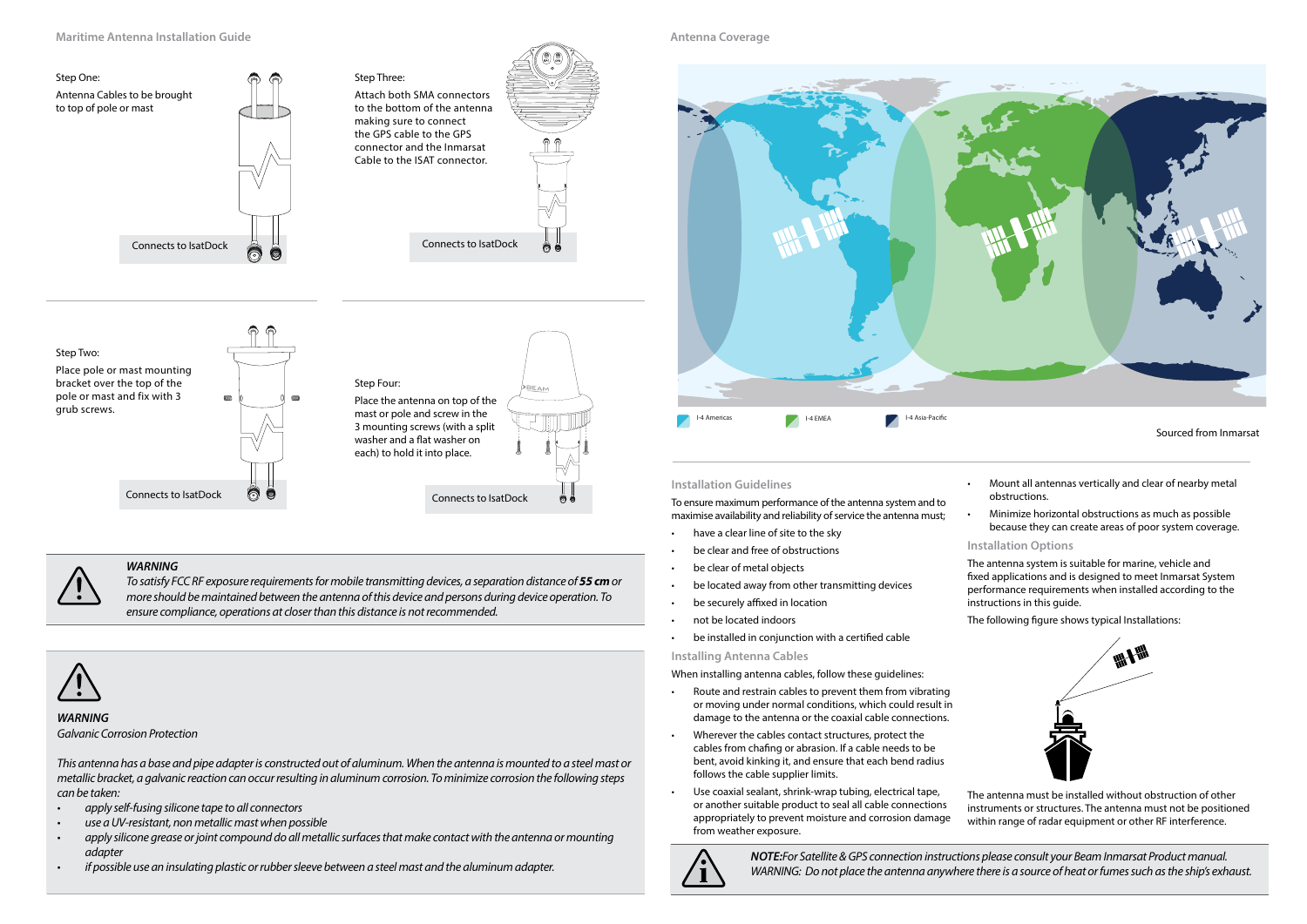## Maritime Antenna Installation Guide

**Step One:**

Antenna Cables to be brought to top of pole or mast

Connects to IsatDock

**Step Two:**

Place pole or mast mounting bracket over the top of the pole or mast and fix with 3 grub screws.

Connects to IsatDock

**Step Three:**

Attach both SMA connectors to the bottom of the antenna making sure to connect the GPS cable to the GPS connector and the Inmarsat Cable to the ISAT connector.

Connects to IsatDock

**Step Four:**

Place the antenna on top of the mast or pole and screw in the 3 mounting screws (with a split washer and a flat washer on each) to hold it into place.

Connects to IsatDock

***WARNING***

*To satisfy FCC RF exposure requirements for mobile transmitting devices, a separation distance of **55 cm** or more should be maintained between the antenna of this device and persons during device operation. To ensure compliance, operations at closer than this distance is not recommended.*

***WARNING***

*Galvanic Corrosion Protection*

*This antenna has a base and pipe adapter is constructed out of aluminum. When the antenna is mounted to a steel mast or metallic bracket, a galvanic reaction can occur resulting in aluminum corrosion. To minimize corrosion the following steps can be taken:*

- *apply self-fusing silicone tape to all connectors*
- *use a UV-resistant, non metallic mast when possible*
- *apply silicone grease or joint compound do all metallic surfaces that make contact with the antenna or mounting adapter*
- *if possible use an insulating plastic or rubber sleeve between a steel mast and the aluminum adapter.*

## Antenna Coverage

I-4 Americas

I-4 EMEA

I-4 Asia-Pacific

Sourced from Inmarsat

### Installation Guidelines

To ensure maximum performance of the antenna system and to maximise availability and reliability of service the antenna must;

- have a clear line of site to the sky
- be clear and free of obstructions
- be clear of metal objects
- be located away from other transmitting devices
- be securely affixed in location
- not be located indoors
- be installed in conjunction with a certified cable
- Mount all antennas vertically and clear of nearby metal obstructions.
- Minimize horizontal obstructions as much as possible because they can create areas of poor system coverage.

### Installing Antenna Cables

When installing antenna cables, follow these guidelines:

- Route and restrain cables to prevent them from vibrating or moving under normal conditions, which could result in damage to the antenna or the coaxial cable connections.
- Wherever the cables contact structures, protect the cables from chafing or abrasion. If a cable needs to be bent, avoid kinking it, and ensure that each bend radius follows the cable supplier limits.
- Use coaxial sealant, shrink-wrap tubing, electrical tape, or another suitable product to seal all cable connections appropriately to prevent moisture and corrosion damage from weather exposure.

### Installation Options

The antenna system is suitable for marine, vehicle and fixed applications and is designed to meet Inmarsat System performance requirements when installed according to the instructions in this guide.

The following figure shows typical Installations:

The antenna must be installed without obstruction of other instruments or structures. The antenna must not be positioned within range of radar equipment or other RF interference.

***NOTE:** For Satellite & GPS connection instructions please consult your Beam Inmarsat Product manual.*
*WARNING: Do not place the antenna anywhere there is a source of heat or fumes such as the ship's exhaust.*